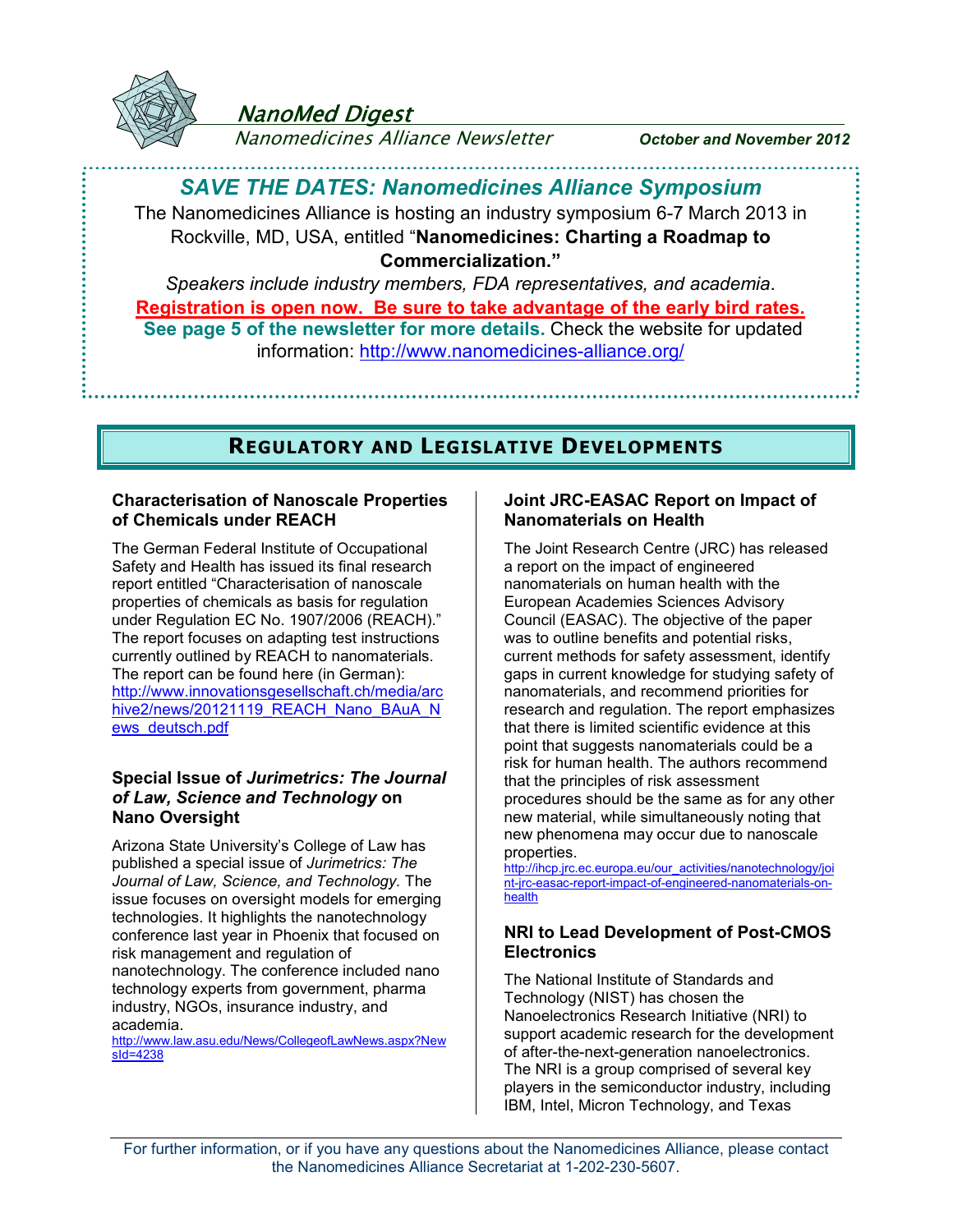# NanoMed Digest

*Nanomedicines Alliance Newsletter* **October and November 2012**

## *SAVE THE DATES: Nanomedicines Alliance Symposium*

The Nanomedicines Alliance is hosting an industry symposium 6-7 March 2013 in Rockville, MD, USA, entitled "**Nanomedicines: Charting a Roadmap to Commercialization.**"

*Speakers include industry members, FDA representatives, and academia*.

**Registration is open now. Be sure to take advantage of the early bird rates.**

**See page 5 of the newsletter for more details.** Check the website for updated information: http://www.nanomedicines-alliance.org/

## REGULATORY AND LEGISLATIVE DEVELOPMENTS

### Characterisation of Nanoscale Properties of Chemicals under REACH

The German Federal Institute of Occupational Safety and Health has issued its final research report entitled "Characterisation of nanoscale properties of chemicals as basis for regulation under Regulation EC No. 1907/2006 (REACH)." The report focuses on adapting test instructions currently outlined by REACH to nanomaterials. The report can be found here (in German): http://www.innovationsgesellschaft.ch/media/archive2/news/20121119_REACH_Nano_BAuA_News_deutsch.pdf

### Special Issue of *Jurimetrics: The Journal of Law, Science and Technology* on Nano Oversight

Arizona State University's College of Law has published a special issue of *Jurimetrics: The Journal of Law, Science, and Technology.* The issue focuses on oversight models for emerging technologies. It highlights the nanotechnology conference last year in Phoenix that focused on risk management and regulation of nanotechnology. The conference included nano technology experts from government, pharma industry, NGOs, insurance industry, and academia.

http://www.law.asu.edu/News/CollegeofLawNews.aspx?NewsId=4238

### Joint JRC-EASAC Report on Impact of Nanomaterials on Health

The Joint Research Centre (JRC) has released a report on the impact of engineered nanomaterials on human health with the European Academies Sciences Advisory Council (EASAC). The objective of the paper was to outline benefits and potential risks, current methods for safety assessment, identify gaps in current knowledge for studying safety of nanomaterials, and recommend priorities for research and regulation. The report emphasizes that there is limited scientific evidence at this point that suggests nanomaterials could be a risk for human health. The authors recommend that the principles of risk assessment procedures should be the same as for any other new material, while simultaneously noting that new phenomena may occur due to nanoscale properties.

http://ihcp.jrc.ec.europa.eu/our_activities/nanotechnology/joint-jrc-easac-report-impact-of-engineered-nanomaterials-on-health

### NRI to Lead Development of Post-CMOS Electronics

The National Institute of Standards and Technology (NIST) has chosen the Nanoelectronics Research Initiative (NRI) to support academic research for the development of after-the-next-generation nanoelectronics. The NRI is a group comprised of several key players in the semiconductor industry, including IBM, Intel, Micron Technology, and Texas

For further information, or if you have any questions about the Nanomedicines Alliance, please contact the Nanomedicines Alliance Secretariat at 1-202-230-5607.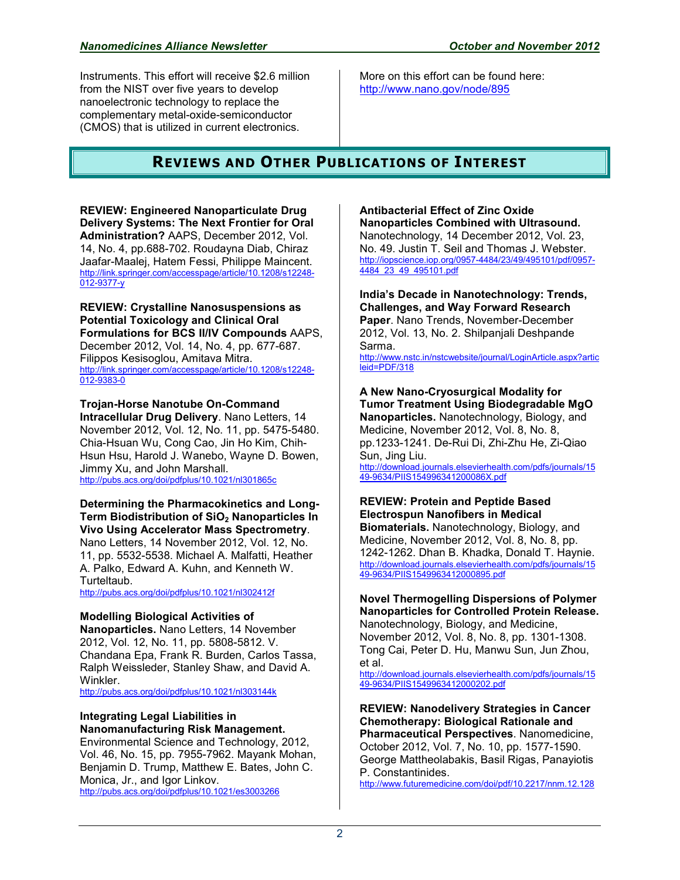Instruments. This effort will receive $2.6 million from the NIST over five years to develop nanoelectronic technology to replace the complementary metal-oxide-semiconductor (CMOS) that is utilized in current electronics.

More on this effort can be found here: http://www.nano.gov/node/895

## REVIEWS AND OTHER PUBLICATIONS OF INTEREST

**REVIEW: Engineered Nanoparticulate Drug Delivery Systems: The Next Frontier for Oral Administration?** AAPS, December 2012, Vol. 14, No. 4, pp.688-702. Roudayna Diab, Chiraz Jaafar-Maalej, Hatem Fessi, Philippe Maincent.
http://link.springer.com/accesspage/article/10.1208/s12248-012-9377-y

**REVIEW: Crystalline Nanosuspensions as Potential Toxicology and Clinical Oral Formulations for BCS II/IV Compounds** AAPS, December 2012, Vol. 14, No. 4, pp. 677-687. Filippos Kesisoglou, Amitava Mitra.
http://link.springer.com/accesspage/article/10.1208/s12248-012-9383-0

**Trojan-Horse Nanotube On-Command Intracellular Drug Delivery**. Nano Letters, 14 November 2012, Vol. 12, No. 11, pp. 5475-5480. Chia-Hsuan Wu, Cong Cao, Jin Ho Kim, Chih-Hsun Hsu, Harold J. Wanebo, Wayne D. Bowen, Jimmy Xu, and John Marshall.
http://pubs.acs.org/doi/pdfplus/10.1021/nl301865c

**Determining the Pharmacokinetics and Long-Term Biodistribution of $SiO_2$ Nanoparticles In Vivo Using Accelerator Mass Spectrometry**. Nano Letters, 14 November 2012, Vol. 12, No. 11, pp. 5532-5538. Michael A. Malfatti, Heather A. Palko, Edward A. Kuhn, and Kenneth W. Turteltaub.
http://pubs.acs.org/doi/pdfplus/10.1021/nl302412f

**Modelling Biological Activities of Nanoparticles.** Nano Letters, 14 November 2012, Vol. 12, No. 11, pp. 5808-5812. V. Chandana Epa, Frank R. Burden, Carlos Tassa, Ralph Weissleder, Stanley Shaw, and David A. Winkler.
http://pubs.acs.org/doi/pdfplus/10.1021/nl303144k

**Integrating Legal Liabilities in Nanomanufacturing Risk Management.** Environmental Science and Technology, 2012, Vol. 46, No. 15, pp. 7955-7962. Mayank Mohan, Benjamin D. Trump, Matthew E. Bates, John C. Monica, Jr., and Igor Linkov.
http://pubs.acs.org/doi/pdfplus/10.1021/es3003266

**Antibacterial Effect of Zinc Oxide Nanoparticles Combined with Ultrasound.** Nanotechnology, 14 December 2012, Vol. 23, No. 49. Justin T. Seil and Thomas J. Webster.
http://iopscience.iop.org/0957-4484/23/49/495101/pdf/0957-4484_23_49_495101.pdf

**India's Decade in Nanotechnology: Trends, Challenges, and Way Forward Research Paper**. Nano Trends, November-December 2012, Vol. 13, No. 2. Shilpanjali Deshpande Sarma.
http://www.nstc.in/nstcwebsite/journal/LoginArticle.aspx?articleid=PDF/318

**A New Nano-Cryosurgical Modality for Tumor Treatment Using Biodegradable MgO Nanoparticles.** Nanotechnology, Biology, and Medicine, November 2012, Vol. 8, No. 8, pp.1233-1241. De-Rui Di, Zhi-Zhu He, Zi-Qiao Sun, Jing Liu.
http://download.journals.elsevierhealth.com/pdfs/journals/1549-9634/PIIS154996341200086X.pdf

**REVIEW: Protein and Peptide Based Electrospun Nanofibers in Medical Biomaterials.** Nanotechnology, Biology, and Medicine, November 2012, Vol. 8, No. 8, pp. 1242-1262. Dhan B. Khadka, Donald T. Haynie.
http://download.journals.elsevierhealth.com/pdfs/journals/1549-9634/PIIS1549963412000895.pdf

**Novel Thermogelling Dispersions of Polymer Nanoparticles for Controlled Protein Release.** Nanotechnology, Biology, and Medicine, November 2012, Vol. 8, No. 8, pp. 1301-1308. Tong Cai, Peter D. Hu, Manwu Sun, Jun Zhou, et al.
http://download.journals.elsevierhealth.com/pdfs/journals/1549-9634/PIIS1549963412000202.pdf

**REVIEW: Nanodelivery Strategies in Cancer Chemotherapy: Biological Rationale and Pharmaceutical Perspectives**. Nanomedicine, October 2012, Vol. 7, No. 10, pp. 1577-1590. George Mattheolabakis, Basil Rigas, Panayiotis P. Constantinides.
http://www.futuremedicine.com/doi/pdf/10.2217/nnm.12.128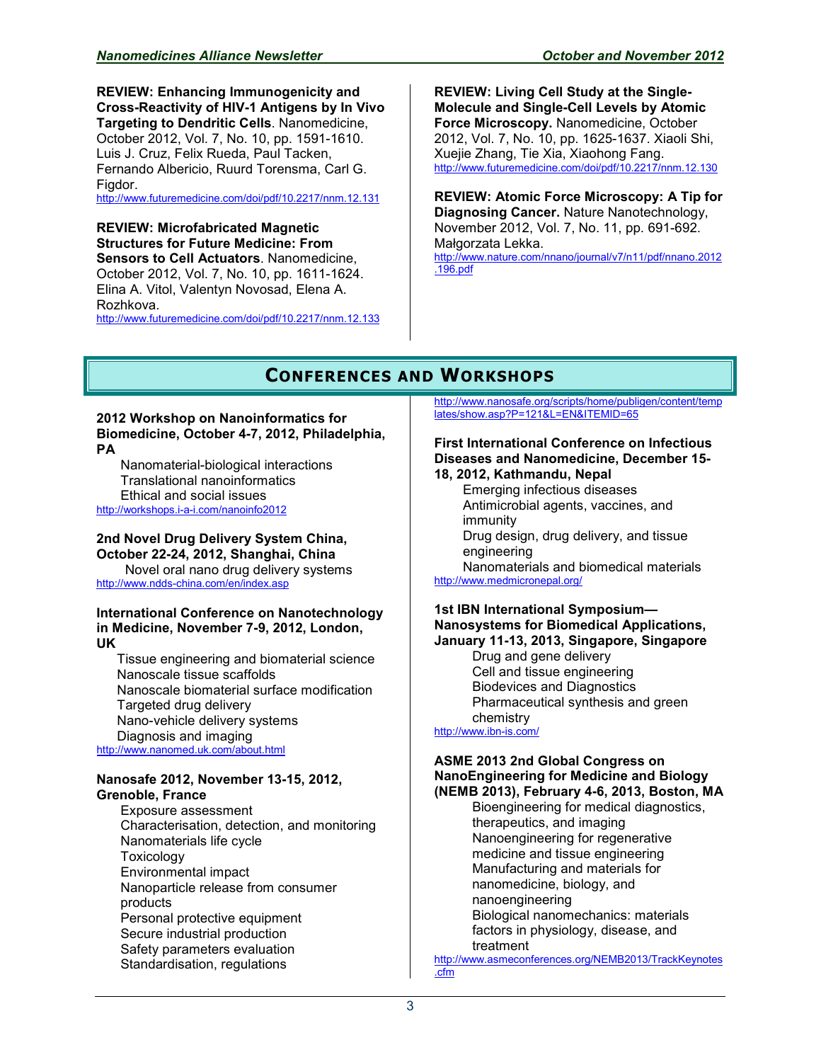**REVIEW: Enhancing Immunogenicity and Cross-Reactivity of HIV-1 Antigens by In Vivo Targeting to Dendritic Cells**. Nanomedicine, October 2012, Vol. 7, No. 10, pp. 1591-1610. Luis J. Cruz, Felix Rueda, Paul Tacken, Fernando Albericio, Ruurd Torensma, Carl G. Figdor.
http://www.futuremedicine.com/doi/pdf/10.2217/nnm.12.131

**REVIEW: Microfabricated Magnetic Structures for Future Medicine: From Sensors to Cell Actuators**. Nanomedicine, October 2012, Vol. 7, No. 10, pp. 1611-1624. Elina A. Vitol, Valentyn Novosad, Elena A. Rozhkova.
http://www.futuremedicine.com/doi/pdf/10.2217/nnm.12.133

**REVIEW: Living Cell Study at the Single-Molecule and Single-Cell Levels by Atomic Force Microscopy.** Nanomedicine, October 2012, Vol. 7, No. 10, pp. 1625-1637. Xiaoli Shi, Xuejie Zhang, Tie Xia, Xiaohong Fang.
http://www.futuremedicine.com/doi/pdf/10.2217/nnm.12.130

**REVIEW: Atomic Force Microscopy: A Tip for Diagnosing Cancer.** Nature Nanotechnology, November 2012, Vol. 7, No. 11, pp. 691-692. Małgorzata Lekka.
http://www.nature.com/nnano/journal/v7/n11/pdf/nnano.2012.196.pdf

## CONFERENCES AND WORKSHOPS

**2012 Workshop on Nanoinformatics for Biomedicine, October 4-7, 2012, Philadelphia, PA**

- Nanomaterial-biological interactions
- Translational nanoinformatics
- Ethical and social issues

http://workshops.i-a-i.com/nanoinfo2012

**2nd Novel Drug Delivery System China, October 22-24, 2012, Shanghai, China**

- Novel oral nano drug delivery systems

http://www.ndds-china.com/en/index.asp

**International Conference on Nanotechnology in Medicine, November 7-9, 2012, London, UK**

- Tissue engineering and biomaterial science
- Nanoscale tissue scaffolds
- Nanoscale biomaterial surface modification
- Targeted drug delivery
- Nano-vehicle delivery systems
- Diagnosis and imaging

http://www.nanomed.uk.com/about.html

**Nanosafe 2012, November 13-15, 2012, Grenoble, France**

- Exposure assessment
- Characterisation, detection, and monitoring
- Nanomaterials life cycle
- Toxicology
- Environmental impact
- Nanoparticle release from consumer products
- Personal protective equipment
- Secure industrial production
- Safety parameters evaluation
- Standardisation, regulations

http://www.nanosafe.org/scripts/home/publigen/content/templates/show.asp?P=121&L=EN&ITEMID=65

**First International Conference on Infectious Diseases and Nanomedicine, December 15-18, 2012, Kathmandu, Nepal**

- Emerging infectious diseases
- Antimicrobial agents, vaccines, and immunity
- Drug design, drug delivery, and tissue engineering
- Nanomaterials and biomedical materials

http://www.medmicronepal.org/

**1st IBN International Symposium—Nanosystems for Biomedical Applications, January 11-13, 2013, Singapore, Singapore**

- Drug and gene delivery
- Cell and tissue engineering
- Biodevices and Diagnostics
- Pharmaceutical synthesis and green chemistry

http://www.ibn-is.com/

**ASME 2013 2nd Global Congress on NanoEngineering for Medicine and Biology (NEMB 2013), February 4-6, 2013, Boston, MA**

- Bioengineering for medical diagnostics, therapeutics, and imaging
- Nanoengineering for regenerative medicine and tissue engineering
- Manufacturing and materials for nanomedicine, biology, and nanoengineering
- Biological nanomechanics: materials factors in physiology, disease, and treatment

http://www.asmeconferences.org/NEMB2013/TrackKeynotes.cfm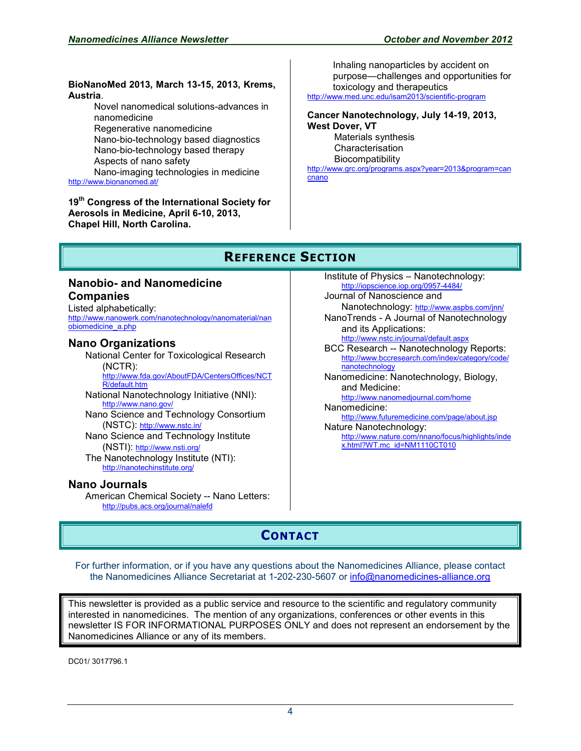**BioNanoMed 2013, March 13-15, 2013, Krems, Austria**.

Novel nanomedical solutions-advances in nanomedicine
Regenerative nanomedicine
Nano-bio-technology based diagnostics
Nano-bio-technology based therapy
Aspects of nano safety
Nano-imaging technologies in medicine

http://www.bionanomed.at/

**19th Congress of the International Society for Aerosols in Medicine, April 6-10, 2013, Chapel Hill, North Carolina.**

Inhaling nanoparticles by accident on purpose—challenges and opportunities for toxicology and therapeutics

http://www.med.unc.edu/isam2013/scientific-program

**Cancer Nanotechnology, July 14-19, 2013, West Dover, VT**

Materials synthesis
Characterisation
Biocompatibility

http://www.grc.org/programs.aspx?year=2013&program=cancnano

# Reference Section

## Nanobio- and Nanomedicine Companies

Listed alphabetically:
http://www.nanowerk.com/nanotechnology/nanomaterial/nanobiomedicine_a.php

## Nano Organizations

- National Center for Toxicological Research (NCTR): http://www.fda.gov/AboutFDA/CentersOffices/NCTR/default.htm
- National Nanotechnology Initiative (NNI): http://www.nano.gov/
- Nano Science and Technology Consortium (NSTC): http://www.nstc.in/
- Nano Science and Technology Institute (NSTI): http://www.nsti.org/
- The Nanotechnology Institute (NTI): http://nanotechinstitute.org/

## Nano Journals

- American Chemical Society -- Nano Letters: http://pubs.acs.org/journal/nalefd
- Institute of Physics – Nanotechnology: http://iopscience.iop.org/0957-4484/
- Journal of Nanoscience and Nanotechnology: http://www.aspbs.com/jnn/
- NanoTrends - A Journal of Nanotechnology and its Applications: http://www.nstc.in/journal/default.aspx
- BCC Research -- Nanotechnology Reports: http://www.bccresearch.com/index/category/code/nanotechnology
- Nanomedicine: Nanotechnology, Biology, and Medicine: http://www.nanomedjournal.com/home
- Nanomedicine: http://www.futuremedicine.com/page/about.jsp
- Nature Nanotechnology: http://www.nature.com/nnano/focus/highlights/index.html?WT.mc_id=NM1110CT010

# Contact

For further information, or if you have any questions about the Nanomedicines Alliance, please contact the Nanomedicines Alliance Secretariat at 1-202-230-5607 or info@nanomedicines-alliance.org

This newsletter is provided as a public service and resource to the scientific and regulatory community interested in nanomedicines. The mention of any organizations, conferences or other events in this newsletter IS FOR INFORMATIONAL PURPOSES ONLY and does not represent an endorsement by the Nanomedicines Alliance or any of its members.

DC01/ 3017796.1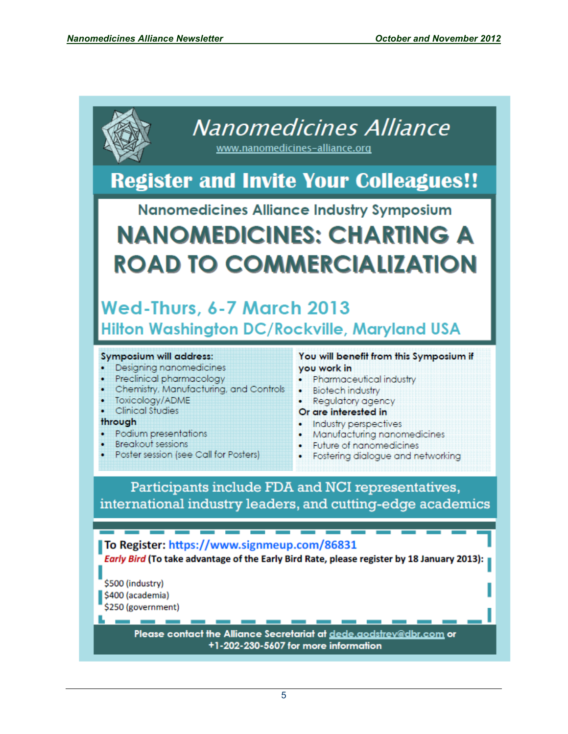# Nanomedicines Alliance

www.nanomedicines-alliance.org

## Register and Invite Your Colleagues!!

Nanomedicines Alliance Industry Symposium

# NANOMEDICINES: CHARTING A ROAD TO COMMERCIALIZATION

## Wed-Thurs, 6-7 March 2013

### Hilton Washington DC/Rockville, Maryland USA

**Symposium will address:**

- Designing nanomedicines
- Preclinical pharmacology
- Chemistry, Manufacturing, and Controls
- Toxicology/ADME
- Clinical Studies

**through**

- Podium presentations
- Breakout sessions
- Poster session (see Call for Posters)

**You will benefit from this Symposium if you work in**

- Pharmaceutical industry
- Biotech industry
- Regulatory agency

**Or are interested in**

- Industry perspectives
- Manufacturing nanomedicines
- Future of nanomedicines
- Fostering dialogue and networking

Participants include FDA and NCI representatives, international industry leaders, and cutting-edge academics

**To Register: https://www.signmeup.com/86831**

***Early Bird*** **(To take advantage of the Early Bird Rate, please register by 18 January 2013):**

$500 (industry)
$400 (academia)
$250 (government)

**Please contact the Alliance Secretariat at dede.godstrey@dbr.com or +1-202-230-5607 for more information**